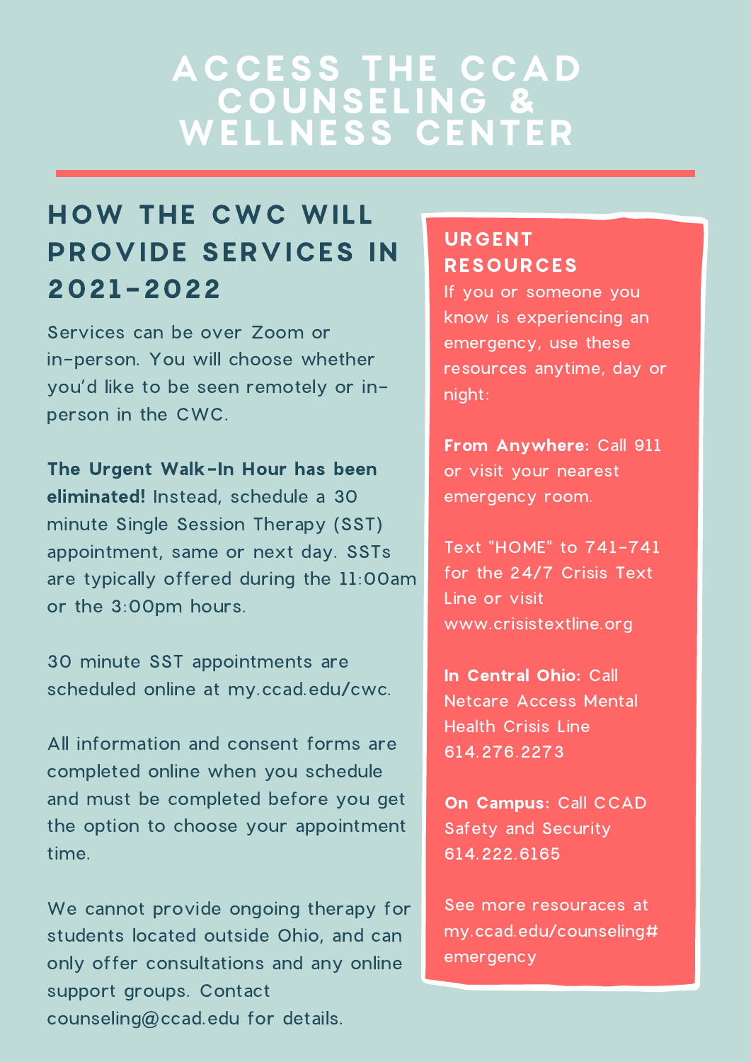# ACCESS THE CCAD COUNSELING & WELLNESS CENTER

## HOW THE CWC WILL PROVIDE SERVICES IN 2021-2022

Services can be over Zoom or in-person. You will choose whether you'd like to be seen remotely or in-person in the CWC.

**The Urgent Walk-In Hour has been eliminated!** Instead, schedule a 30 minute Single Session Therapy (SST) appointment, same or next day. SSTs are typically offered during the 11:00am or the 3:00pm hours.

30 minute SST appointments are scheduled online at my.ccad.edu/cwc.

All information and consent forms are completed online when you schedule and must be completed before you get the option to choose your appointment time.

We cannot provide ongoing therapy for students located outside Ohio, and can only offer consultations and any online support groups. Contact counseling@ccad.edu for details.

### URGENT RESOURCES

If you or someone you know is experiencing an emergency, use these resources anytime, day or night:

**From Anywhere:** Call 911 or visit your nearest emergency room.

Text "HOME" to 741-741 for the 24/7 Crisis Text Line or visit www.crisistextline.org

**In Central Ohio:** Call Netcare Access Mental Health Crisis Line 614.276.2273

**On Campus:** Call CCAD Safety and Security 614.222.6165

See more resources at my.ccad.edu/counseling#emergency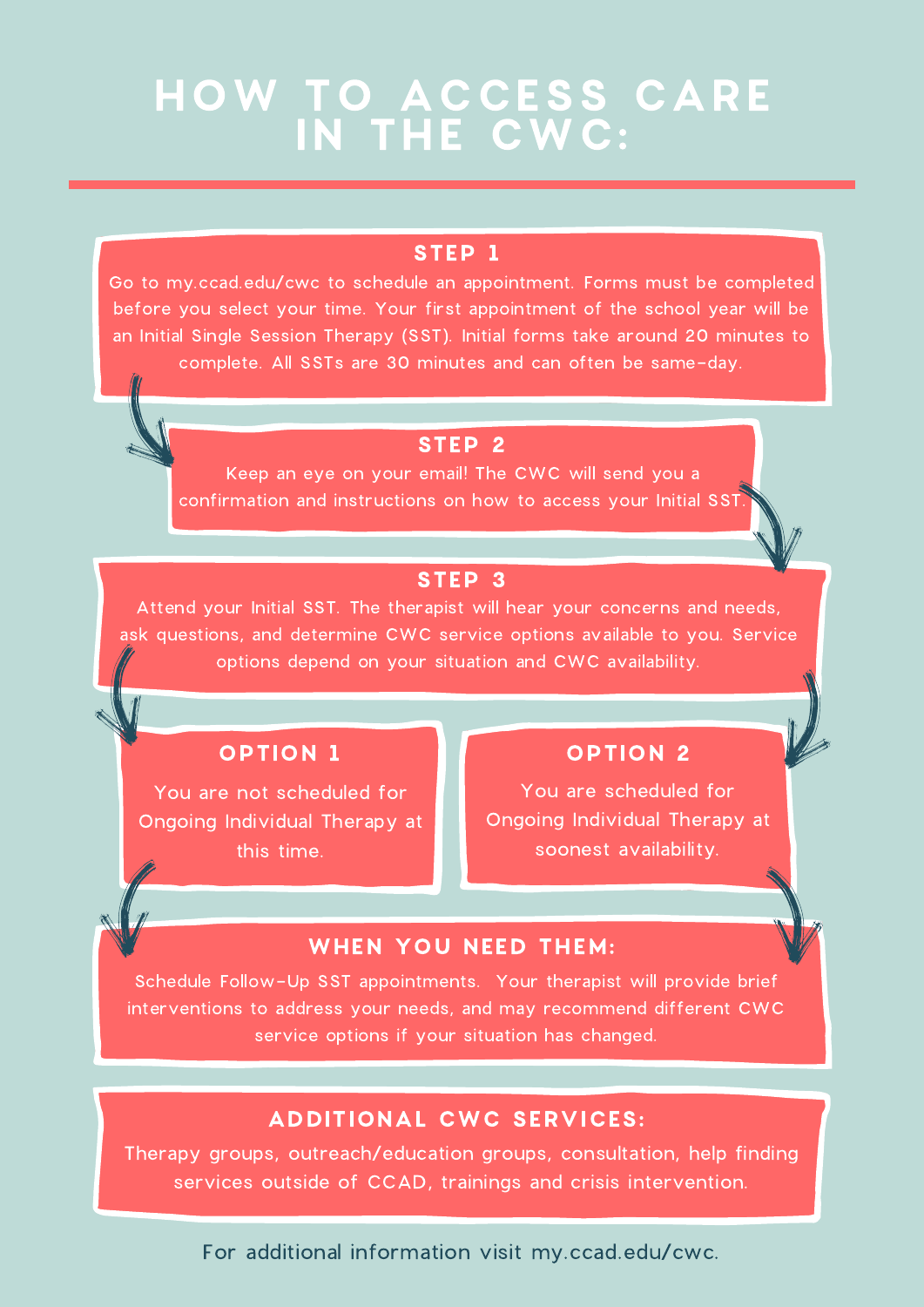# HOW TO ACCESS CARE IN THE CWC:

## STEP 1

Go to my.ccad.edu/cwc to schedule an appointment. Forms must be completed before you select your time. Your first appointment of the school year will be an Initial Single Session Therapy (SST). Initial forms take around 20 minutes to complete. All SSTs are 30 minutes and can often be same-day.

## STEP 2

Keep an eye on your email! The CWC will send you a confirmation and instructions on how to access your Initial SST.

## STEP 3

Attend your Initial SST. The therapist will hear your concerns and needs, ask questions, and determine CWC service options available to you. Service options depend on your situation and CWC availability.

## OPTION 1

You are not scheduled for Ongoing Individual Therapy at this time.

## OPTION 2

You are scheduled for Ongoing Individual Therapy at soonest availability.

## WHEN YOU NEED THEM:

Schedule Follow-Up SST appointments. Your therapist will provide brief interventions to address your needs, and may recommend different CWC service options if your situation has changed.

## ADDITIONAL CWC SERVICES:

Therapy groups, outreach/education groups, consultation, help finding services outside of CCAD, trainings and crisis intervention.

For additional information visit my.ccad.edu/cwc.